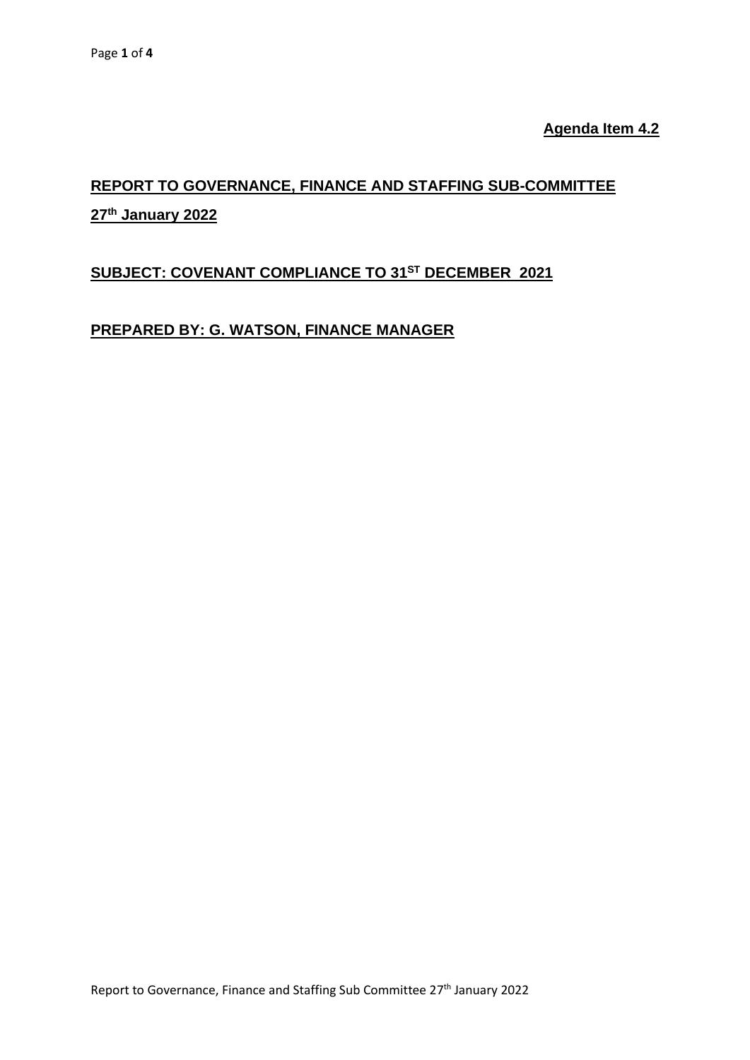**Agenda Item 4.2**

## REPORT TO GOVERNANCE, FINANCE AND STAFFING SUB-COMMITTEE

## 27th January 2022

## SUBJECT: COVENANT COMPLIANCE TO 31ST DECEMBER 2021

## PREPARED BY: G. WATSON, FINANCE MANAGER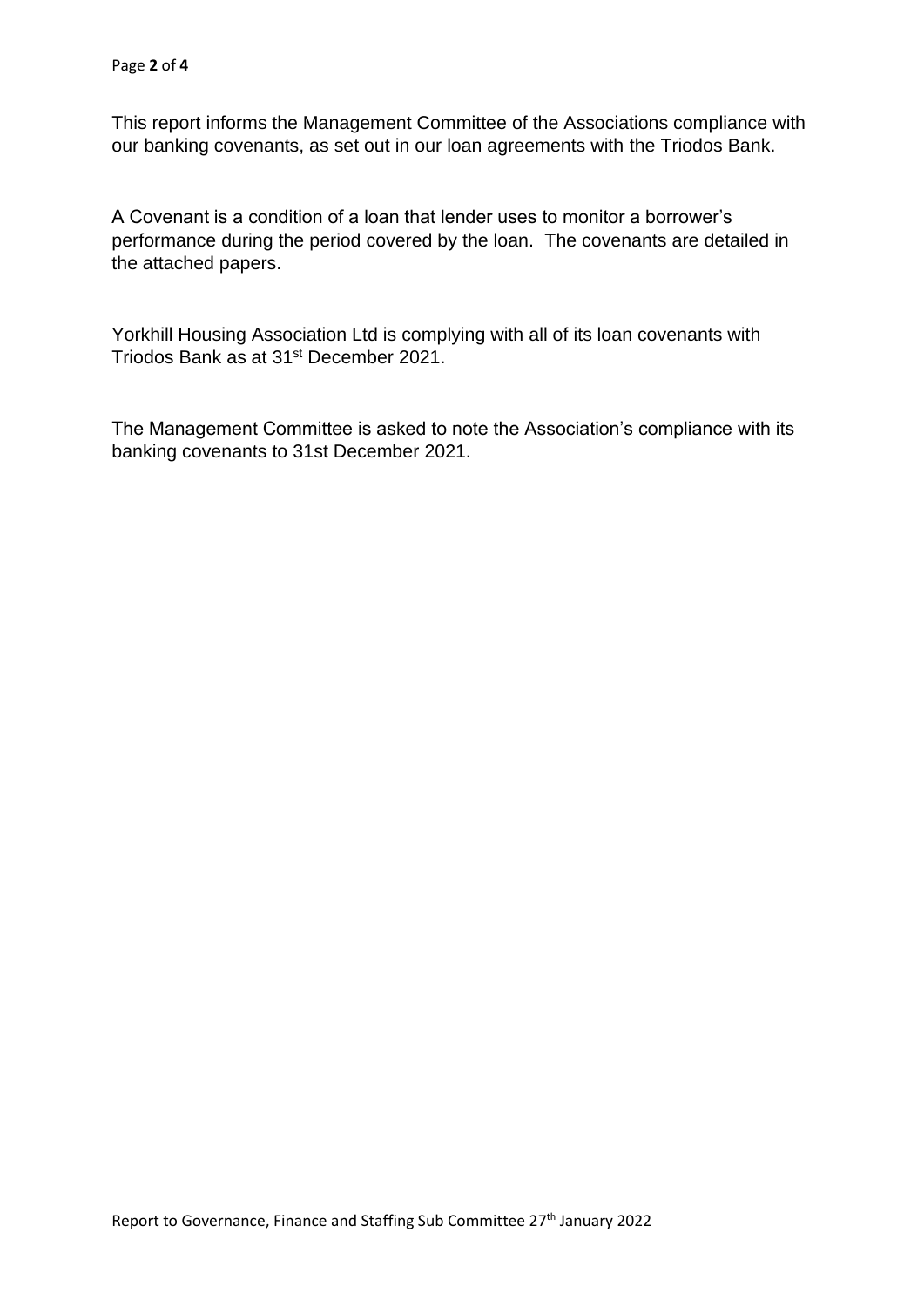This report informs the Management Committee of the Associations compliance with our banking covenants, as set out in our loan agreements with the Triodos Bank.

A Covenant is a condition of a loan that lender uses to monitor a borrower's performance during the period covered by the loan. The covenants are detailed in the attached papers.

Yorkhill Housing Association Ltd is complying with all of its loan covenants with Triodos Bank as at 31st December 2021.

The Management Committee is asked to note the Association's compliance with its banking covenants to 31st December 2021.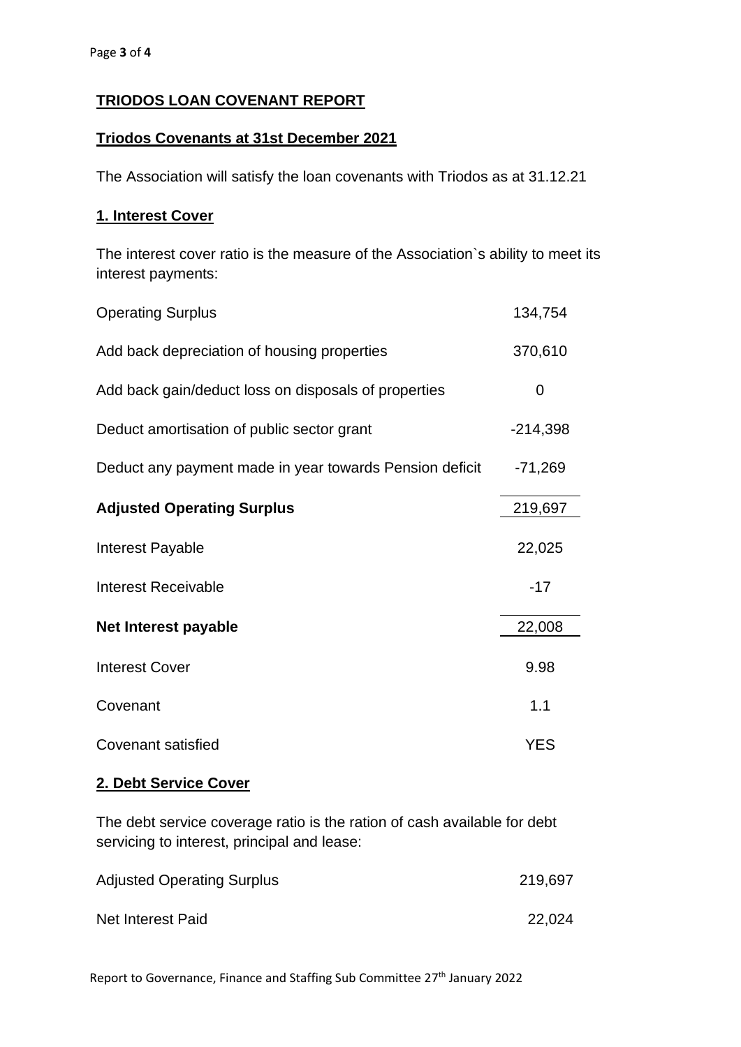**TRIODOS LOAN COVENANT REPORT**

**Triodos Covenants at 31st December 2021**

The Association will satisfy the loan covenants with Triodos as at 31.12.21

**1. Interest Cover**

The interest cover ratio is the measure of the Association`s ability to meet its interest payments:

| | |
|---|---|
| Operating Surplus | 134,754 |
| Add back depreciation of housing properties | 370,610 |
| Add back gain/deduct loss on disposals of properties | 0 |
| Deduct amortisation of public sector grant | -214,398 |
| Deduct any payment made in year towards Pension deficit | -71,269 |
| **Adjusted Operating Surplus** | 219,697 |
| Interest Payable | 22,025 |
| Interest Receivable | -17 |
| **Net Interest payable** | 22,008 |
| Interest Cover | 9.98 |
| Covenant | 1.1 |
| Covenant satisfied | YES |

**2. Debt Service Cover**

The debt service coverage ratio is the ration of cash available for debt servicing to interest, principal and lease:

| | |
|---|---|
| Adjusted Operating Surplus | 219,697 |
| Net Interest Paid | 22,024 |

Report to Governance, Finance and Staffing Sub Committee 27th January 2022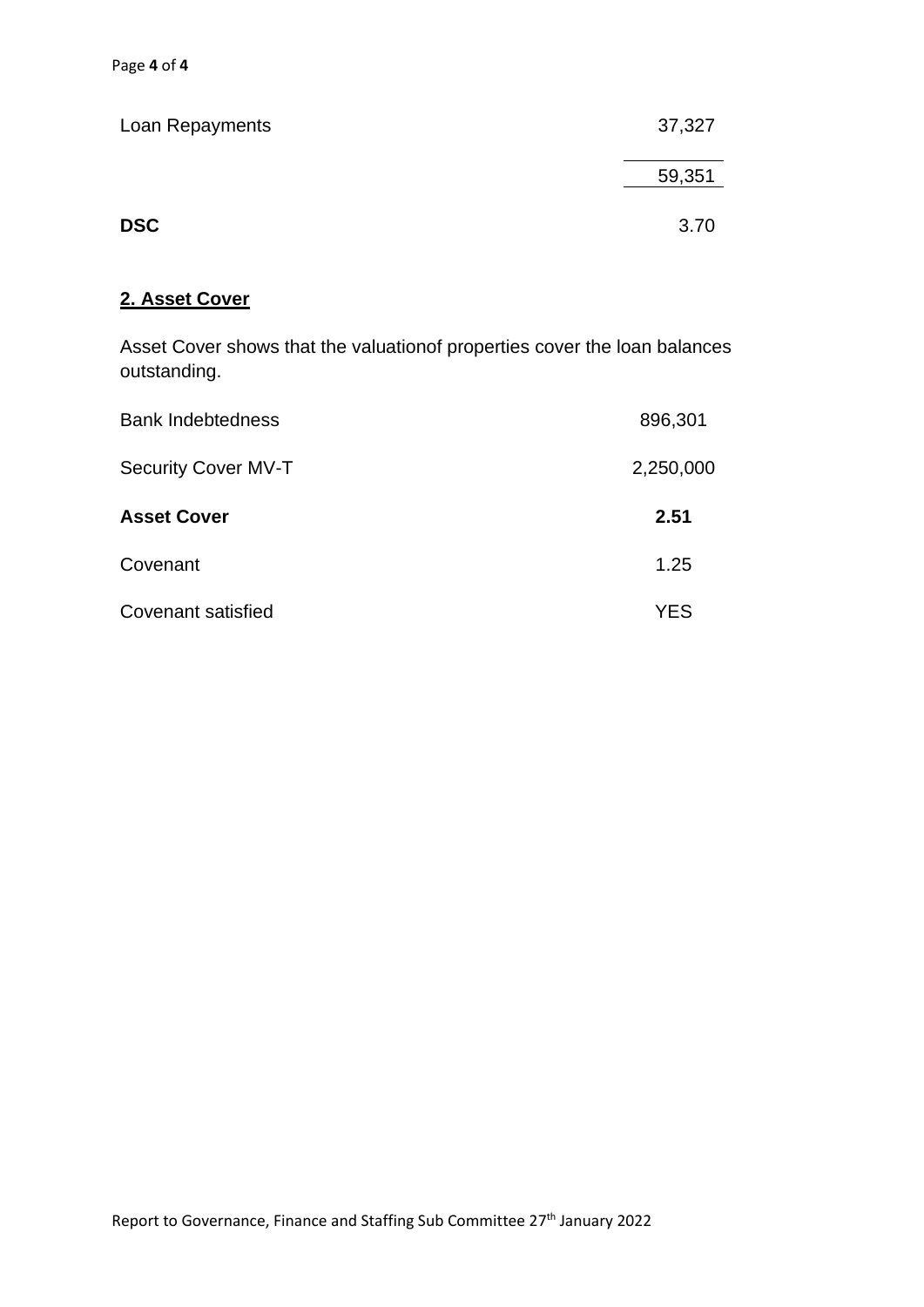| | |
|---|---|
| Loan Repayments | 37,327 |
| | 59,351 |
| **DSC** | 3.70 |

## 2. Asset Cover

Asset Cover shows that the valuationof properties cover the loan balances outstanding.

| | |
|---|---|
| Bank Indebtedness | 896,301 |
| Security Cover MV-T | 2,250,000 |
| **Asset Cover** | **2.51** |
| Covenant | 1.25 |
| Covenant satisfied | YES |

Report to Governance, Finance and Staffing Sub Committee 27th January 2022